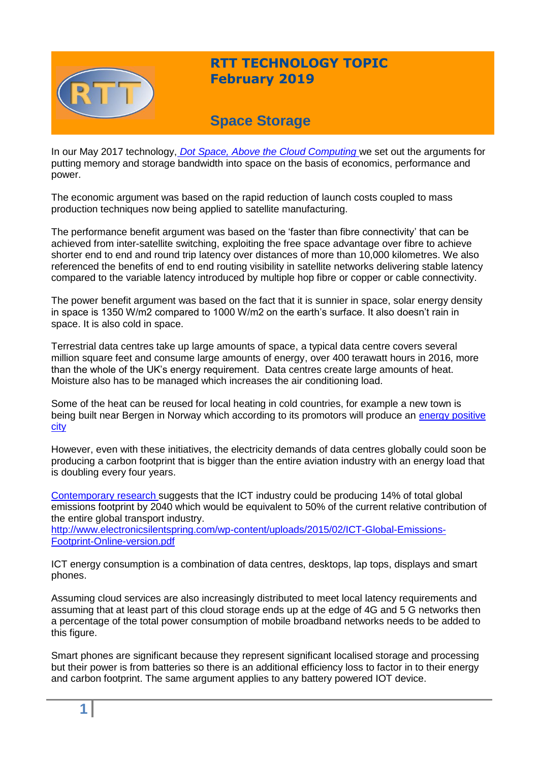# RTT TECHNOLOGY TOPIC
## February 2019

## Space Storage

In our May 2017 technology, *Dot Space, Above the Cloud Computing* we set out the arguments for putting memory and storage bandwidth into space on the basis of economics, performance and power.

The economic argument was based on the rapid reduction of launch costs coupled to mass production techniques now being applied to satellite manufacturing.

The performance benefit argument was based on the 'faster than fibre connectivity' that can be achieved from inter-satellite switching, exploiting the free space advantage over fibre to achieve shorter end to end and round trip latency over distances of more than 10,000 kilometres. We also referenced the benefits of end to end routing visibility in satellite networks delivering stable latency compared to the variable latency introduced by multiple hop fibre or copper or cable connectivity.

The power benefit argument was based on the fact that it is sunnier in space, solar energy density in space is 1350 W/m2 compared to 1000 W/m2 on the earth's surface. It also doesn't rain in space. It is also cold in space.

Terrestrial data centres take up large amounts of space, a typical data centre covers several million square feet and consume large amounts of energy, over 400 terawatt hours in 2016, more than the whole of the UK's energy requirement. Data centres create large amounts of heat. Moisture also has to be managed which increases the air conditioning load.

Some of the heat can be reused for local heating in cold countries, for example a new town is being built near Bergen in Norway which according to its promotors will produce an energy positive city

However, even with these initiatives, the electricity demands of data centres globally could soon be producing a carbon footprint that is bigger than the entire aviation industry with an energy load that is doubling every four years.

Contemporary research suggests that the ICT industry could be producing 14% of total global emissions footprint by 2040 which would be equivalent to 50% of the current relative contribution of the entire global transport industry.
http://www.electronicsilentspring.com/wp-content/uploads/2015/02/ICT-Global-Emissions-Footprint-Online-version.pdf

ICT energy consumption is a combination of data centres, desktops, lap tops, displays and smart phones.

Assuming cloud services are also increasingly distributed to meet local latency requirements and assuming that at least part of this cloud storage ends up at the edge of 4G and 5 G networks then a percentage of the total power consumption of mobile broadband networks needs to be added to this figure.

Smart phones are significant because they represent significant localised storage and processing but their power is from batteries so there is an additional efficiency loss to factor in to their energy and carbon footprint. The same argument applies to any battery powered IOT device.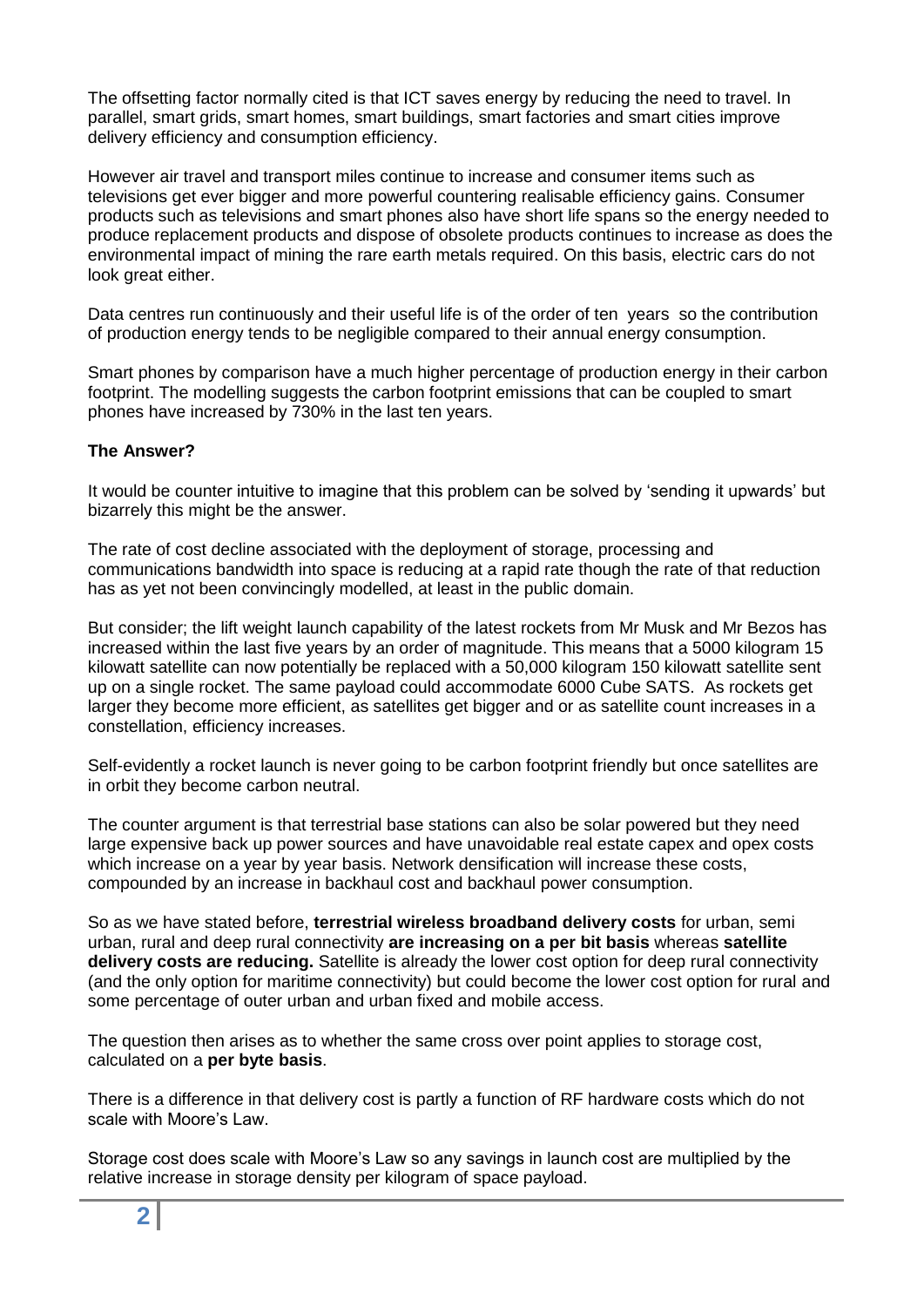The offsetting factor normally cited is that ICT saves energy by reducing the need to travel. In parallel, smart grids, smart homes, smart buildings, smart factories and smart cities improve delivery efficiency and consumption efficiency.

However air travel and transport miles continue to increase and consumer items such as televisions get ever bigger and more powerful countering realisable efficiency gains. Consumer products such as televisions and smart phones also have short life spans so the energy needed to produce replacement products and dispose of obsolete products continues to increase as does the environmental impact of mining the rare earth metals required. On this basis, electric cars do not look great either.

Data centres run continuously and their useful life is of the order of ten years so the contribution of production energy tends to be negligible compared to their annual energy consumption.

Smart phones by comparison have a much higher percentage of production energy in their carbon footprint. The modelling suggests the carbon footprint emissions that can be coupled to smart phones have increased by 730% in the last ten years.

**The Answer?**

It would be counter intuitive to imagine that this problem can be solved by 'sending it upwards' but bizarrely this might be the answer.

The rate of cost decline associated with the deployment of storage, processing and communications bandwidth into space is reducing at a rapid rate though the rate of that reduction has as yet not been convincingly modelled, at least in the public domain.

But consider; the lift weight launch capability of the latest rockets from Mr Musk and Mr Bezos has increased within the last five years by an order of magnitude. This means that a 5000 kilogram 15 kilowatt satellite can now potentially be replaced with a 50,000 kilogram 150 kilowatt satellite sent up on a single rocket. The same payload could accommodate 6000 Cube SATS. As rockets get larger they become more efficient, as satellites get bigger and or as satellite count increases in a constellation, efficiency increases.

Self-evidently a rocket launch is never going to be carbon footprint friendly but once satellites are in orbit they become carbon neutral.

The counter argument is that terrestrial base stations can also be solar powered but they need large expensive back up power sources and have unavoidable real estate capex and opex costs which increase on a year by year basis. Network densification will increase these costs, compounded by an increase in backhaul cost and backhaul power consumption.

So as we have stated before, **terrestrial wireless broadband delivery costs** for urban, semi urban, rural and deep rural connectivity **are increasing on a per bit basis** whereas **satellite delivery costs are reducing.** Satellite is already the lower cost option for deep rural connectivity (and the only option for maritime connectivity) but could become the lower cost option for rural and some percentage of outer urban and urban fixed and mobile access.

The question then arises as to whether the same cross over point applies to storage cost, calculated on a **per byte basis**.

There is a difference in that delivery cost is partly a function of RF hardware costs which do not scale with Moore's Law.

Storage cost does scale with Moore's Law so any savings in launch cost are multiplied by the relative increase in storage density per kilogram of space payload.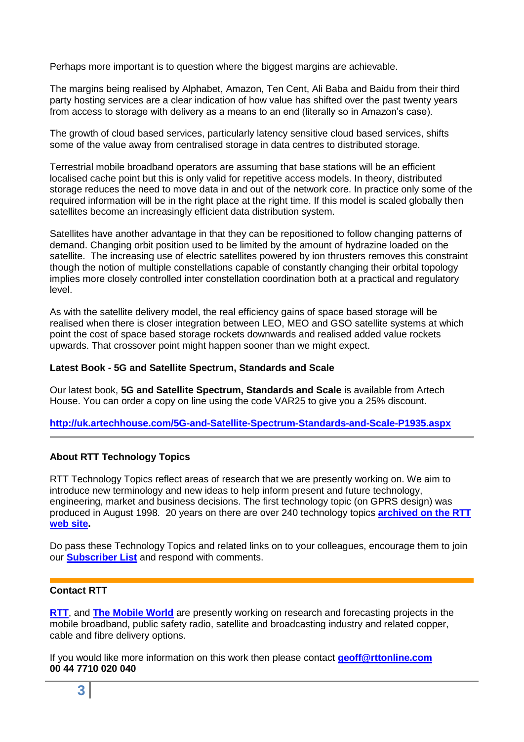Perhaps more important is to question where the biggest margins are achievable.

The margins being realised by Alphabet, Amazon, Ten Cent, Ali Baba and Baidu from their third party hosting services are a clear indication of how value has shifted over the past twenty years from access to storage with delivery as a means to an end (literally so in Amazon's case).

The growth of cloud based services, particularly latency sensitive cloud based services, shifts some of the value away from centralised storage in data centres to distributed storage.

Terrestrial mobile broadband operators are assuming that base stations will be an efficient localised cache point but this is only valid for repetitive access models. In theory, distributed storage reduces the need to move data in and out of the network core. In practice only some of the required information will be in the right place at the right time. If this model is scaled globally then satellites become an increasingly efficient data distribution system.

Satellites have another advantage in that they can be repositioned to follow changing patterns of demand. Changing orbit position used to be limited by the amount of hydrazine loaded on the satellite. The increasing use of electric satellites powered by ion thrusters removes this constraint though the notion of multiple constellations capable of constantly changing their orbital topology implies more closely controlled inter constellation coordination both at a practical and regulatory level.

As with the satellite delivery model, the real efficiency gains of space based storage will be realised when there is closer integration between LEO, MEO and GSO satellite systems at which point the cost of space based storage rockets downwards and realised added value rockets upwards. That crossover point might happen sooner than we might expect.

**Latest Book - 5G and Satellite Spectrum, Standards and Scale**

Our latest book, **5G and Satellite Spectrum, Standards and Scale** is available from Artech House. You can order a copy on line using the code VAR25 to give you a 25% discount.

**http://uk.artechhouse.com/5G-and-Satellite-Spectrum-Standards-and-Scale-P1935.aspx**

---

**About RTT Technology Topics**

RTT Technology Topics reflect areas of research that we are presently working on. We aim to introduce new terminology and new ideas to help inform present and future technology, engineering, market and business decisions. The first technology topic (on GPRS design) was produced in August 1998. 20 years on there are over 240 technology topics **archived on the RTT web site.**

Do pass these Technology Topics and related links on to your colleagues, encourage them to join our **Subscriber List** and respond with comments.

---

**Contact RTT**

**RTT**, and **The Mobile World** are presently working on research and forecasting projects in the mobile broadband, public safety radio, satellite and broadcasting industry and related copper, cable and fibre delivery options.

If you would like more information on this work then please contact **geoff@rttonline.com**
**00 44 7710 020 040**